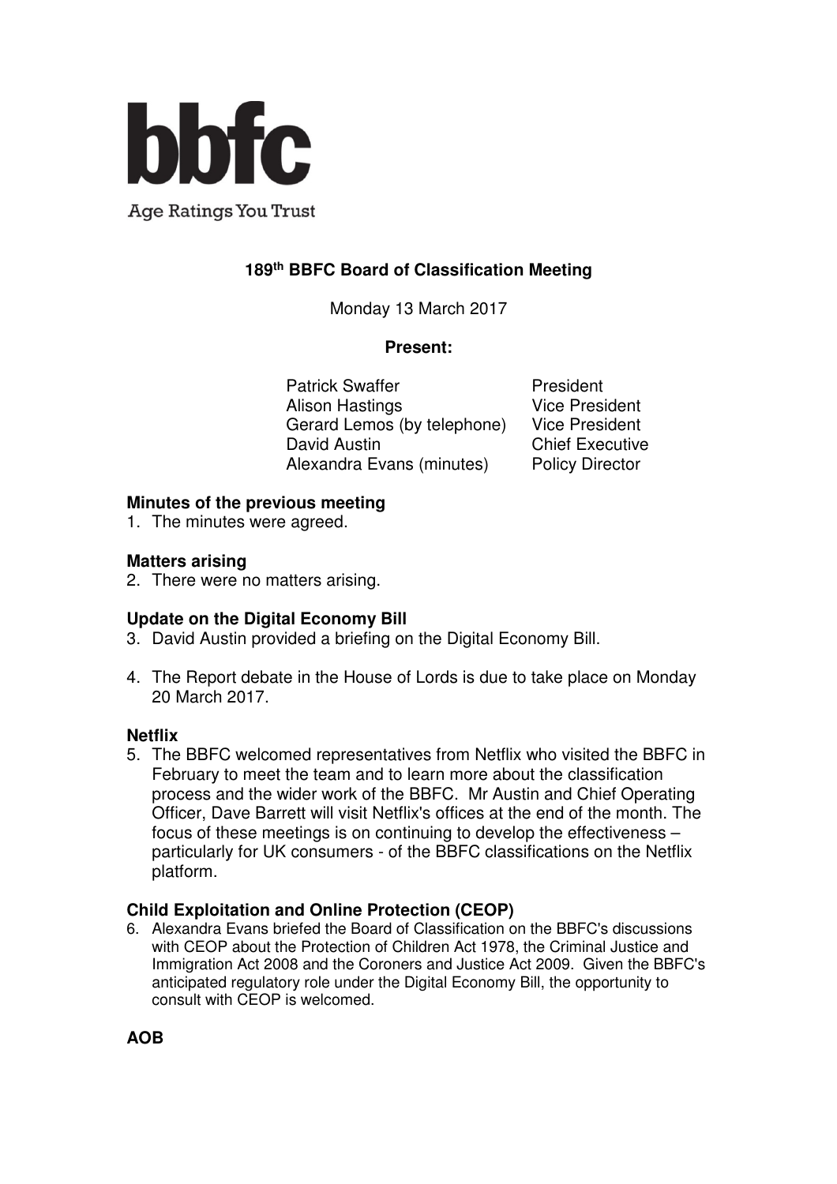bbfc

Age Ratings You Trust

# 189th BBFC Board of Classification Meeting

Monday 13 March 2017

**Present:**

| | |
|---|---|
| Patrick Swaffer | President |
| Alison Hastings | Vice President |
| Gerard Lemos (by telephone) | Vice President |
| David Austin | Chief Executive |
| Alexandra Evans (minutes) | Policy Director |

## Minutes of the previous meeting

1. The minutes were agreed.

## Matters arising

2. There were no matters arising.

## Update on the Digital Economy Bill

3. David Austin provided a briefing on the Digital Economy Bill.

4. The Report debate in the House of Lords is due to take place on Monday 20 March 2017.

## Netflix

5. The BBFC welcomed representatives from Netflix who visited the BBFC in February to meet the team and to learn more about the classification process and the wider work of the BBFC. Mr Austin and Chief Operating Officer, Dave Barrett will visit Netflix's offices at the end of the month. The focus of these meetings is on continuing to develop the effectiveness – particularly for UK consumers - of the BBFC classifications on the Netflix platform.

## Child Exploitation and Online Protection (CEOP)

6. Alexandra Evans briefed the Board of Classification on the BBFC's discussions with CEOP about the Protection of Children Act 1978, the Criminal Justice and Immigration Act 2008 and the Coroners and Justice Act 2009. Given the BBFC's anticipated regulatory role under the Digital Economy Bill, the opportunity to consult with CEOP is welcomed.

## AOB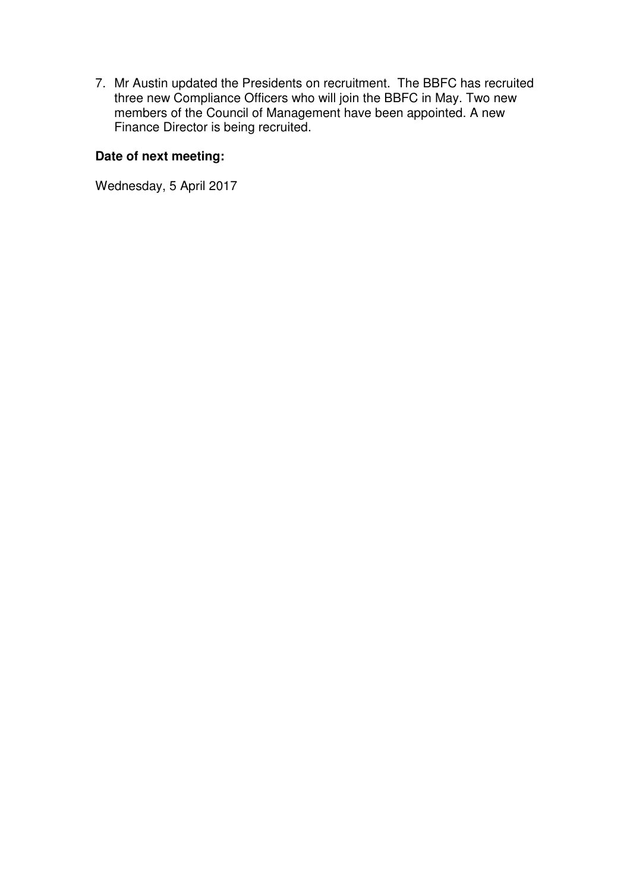7. Mr Austin updated the Presidents on recruitment. The BBFC has recruited three new Compliance Officers who will join the BBFC in May. Two new members of the Council of Management have been appointed. A new Finance Director is being recruited.

**Date of next meeting:**

Wednesday, 5 April 2017